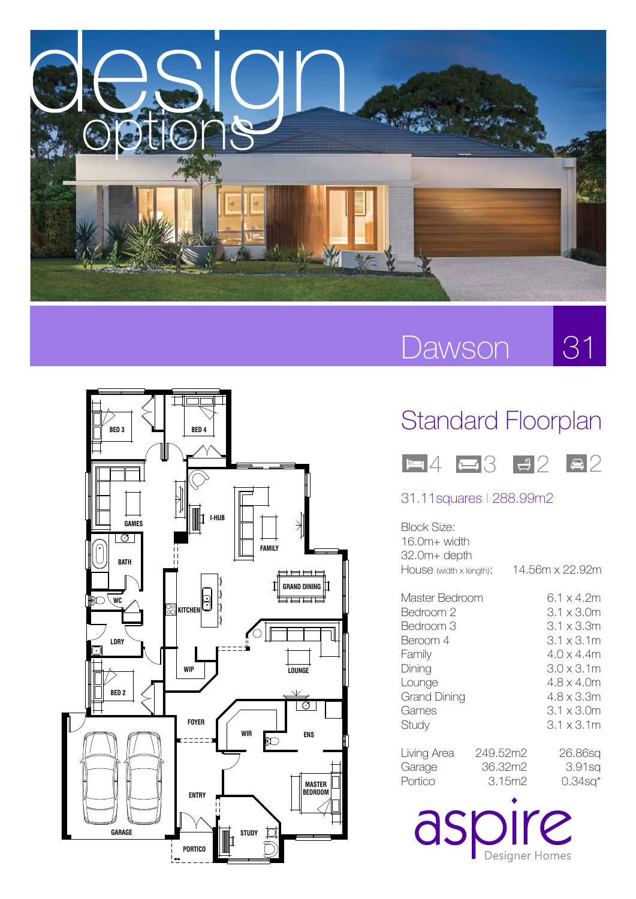# design options

## Dawson 31

### Standard Floorplan

4 | 3 | 2 | 2

31.11squares | 288.99m2

Block Size:
16.0m+ width
32.0m+ depth

| | |
|---|---|
| House (width x length): | 14.56m x 22.92m |

| | |
|---|---|
| Master Bedroom | 6.1 x 4.2m |
| Bedroom 2 | 3.1 x 3.0m |
| Bedroom 3 | 3.1 x 3.3m |
| Beroom 4 | 3.1 x 3.1m |
| Family | 4.0 x 4.4m |
| Dining | 3.0 x 3.1m |
| Lounge | 4.8 x 4.0m |
| Grand Dining | 4.8 x 3.3m |
| Games | 3.1 x 3.0m |
| Study | 3.1 x 3.1m |

| | | |
|---|---|---|
| Living Area | 249.52m2 | 26.86sq |
| Garage | 36.32m2 | 3.91sq |
| Portico | 3.15m2 | 0.34sq* |

BED 3, BED 4, GAMES, I-HUB, FAMILY, BATH, GRAND DINING, WC, KITCHEN, LDRY, WIP, LOUNGE, BED 2, FOYER, WIR, ENS, GARAGE, ENTRY, MASTER BEDROOM, STUDY, PORTICO

aspire Designer Homes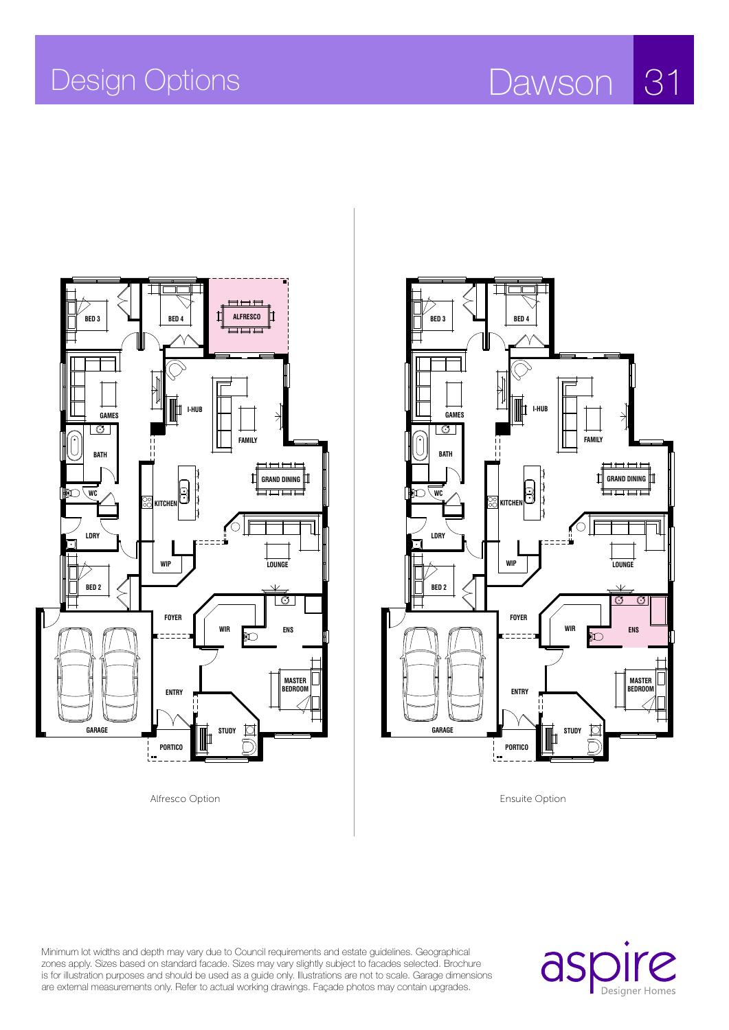# Design Options

## Dawson 31

BED 3
BED 4
ALFRESCO
GAMES
I-HUB
FAMILY
BATH
GRAND DINING
WC
KITCHEN
LDRY
LOUNGE
WIP
BED 2
FOYER
WIR
ENS
ENTRY
MASTER BEDROOM
GARAGE
STUDY
PORTICO

Alfresco Option

BED 3
BED 4
GAMES
I-HUB
FAMILY
BATH
GRAND DINING
WC
KITCHEN
LDRY
LOUNGE
WIP
BED 2
FOYER
WIR
ENS
ENTRY
MASTER BEDROOM
GARAGE
STUDY
PORTICO

Ensuite Option

Minimum lot widths and depth may vary due to Council requirements and estate guidelines. Geographical zones apply. Sizes based on standard facade. Sizes may vary slightly subject to facades selected. Brochure is for illustration purposes and should be used as a guide only. Illustrations are not to scale. Garage dimensions are external measurements only. Refer to actual working drawings. Façade photos may contain upgrades.

aspire Designer Homes